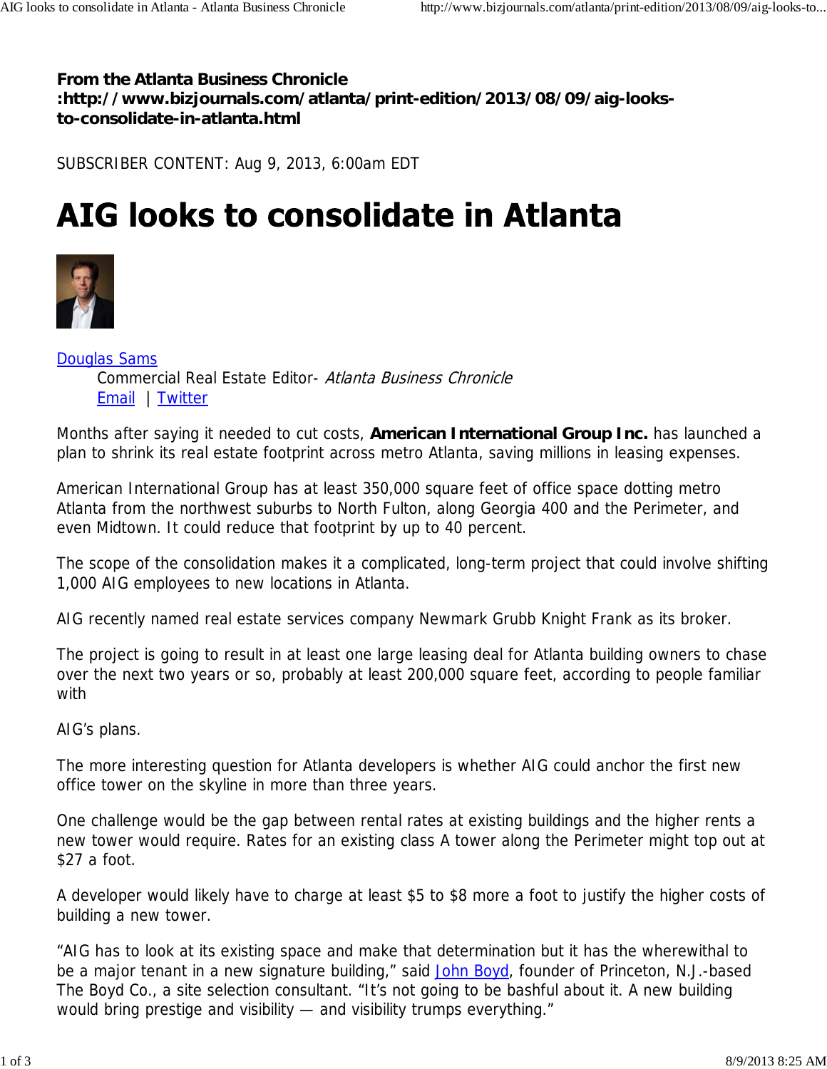**From the Atlanta Business Chronicle :http://www.bizjournals.com/atlanta/print-edition/2013/08/09/aig-looks-to-consolidate-in-atlanta.html**

SUBSCRIBER CONTENT: Aug 9, 2013, 6:00am EDT

# AIG looks to consolidate in Atlanta

Douglas Sams
Commercial Real Estate Editor- *Atlanta Business Chronicle*
Email | Twitter

Months after saying it needed to cut costs, **American International Group Inc.** has launched a plan to shrink its real estate footprint across metro Atlanta, saving millions in leasing expenses.

American International Group has at least 350,000 square feet of office space dotting metro Atlanta from the northwest suburbs to North Fulton, along Georgia 400 and the Perimeter, and even Midtown. It could reduce that footprint by up to 40 percent.

The scope of the consolidation makes it a complicated, long-term project that could involve shifting 1,000 AIG employees to new locations in Atlanta.

AIG recently named real estate services company Newmark Grubb Knight Frank as its broker.

The project is going to result in at least one large leasing deal for Atlanta building owners to chase over the next two years or so, probably at least 200,000 square feet, according to people familiar with AIG's plans.

The more interesting question for Atlanta developers is whether AIG could anchor the first new office tower on the skyline in more than three years.

One challenge would be the gap between rental rates at existing buildings and the higher rents a new tower would require. Rates for an existing class A tower along the Perimeter might top out at $27 a foot.

A developer would likely have to charge at least $5 to $8 more a foot to justify the higher costs of building a new tower.

"AIG has to look at its existing space and make that determination but it has the wherewithal to be a major tenant in a new signature building," said John Boyd, founder of Princeton, N.J.-based The Boyd Co., a site selection consultant. "It's not going to be bashful about it. A new building would bring prestige and visibility — and visibility trumps everything."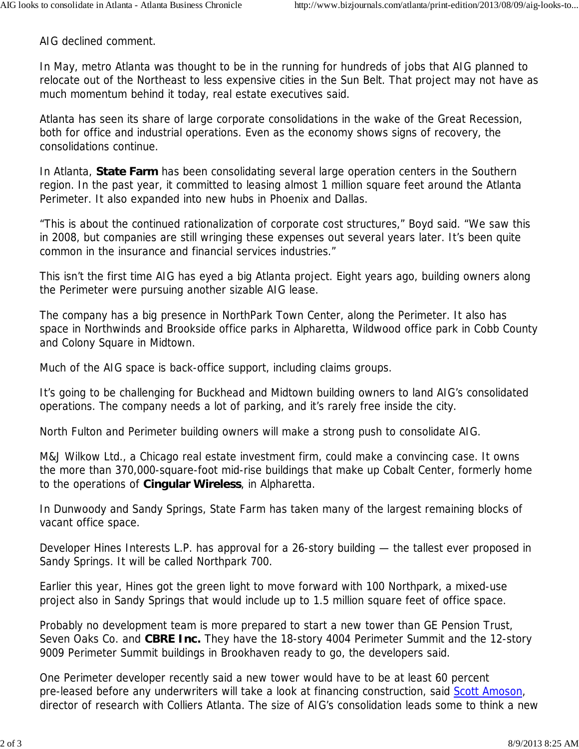AIG declined comment.

In May, metro Atlanta was thought to be in the running for hundreds of jobs that AIG planned to relocate out of the Northeast to less expensive cities in the Sun Belt. That project may not have as much momentum behind it today, real estate executives said.

Atlanta has seen its share of large corporate consolidations in the wake of the Great Recession, both for office and industrial operations. Even as the economy shows signs of recovery, the consolidations continue.

In Atlanta, **State Farm** has been consolidating several large operation centers in the Southern region. In the past year, it committed to leasing almost 1 million square feet around the Atlanta Perimeter. It also expanded into new hubs in Phoenix and Dallas.

"This is about the continued rationalization of corporate cost structures," Boyd said. "We saw this in 2008, but companies are still wringing these expenses out several years later. It's been quite common in the insurance and financial services industries."

This isn't the first time AIG has eyed a big Atlanta project. Eight years ago, building owners along the Perimeter were pursuing another sizable AIG lease.

The company has a big presence in NorthPark Town Center, along the Perimeter. It also has space in Northwinds and Brookside office parks in Alpharetta, Wildwood office park in Cobb County and Colony Square in Midtown.

Much of the AIG space is back-office support, including claims groups.

It's going to be challenging for Buckhead and Midtown building owners to land AIG's consolidated operations. The company needs a lot of parking, and it's rarely free inside the city.

North Fulton and Perimeter building owners will make a strong push to consolidate AIG.

M&J Wilkow Ltd., a Chicago real estate investment firm, could make a convincing case. It owns the more than 370,000-square-foot mid-rise buildings that make up Cobalt Center, formerly home to the operations of **Cingular Wireless**, in Alpharetta.

In Dunwoody and Sandy Springs, State Farm has taken many of the largest remaining blocks of vacant office space.

Developer Hines Interests L.P. has approval for a 26-story building — the tallest ever proposed in Sandy Springs. It will be called Northpark 700.

Earlier this year, Hines got the green light to move forward with 100 Northpark, a mixed-use project also in Sandy Springs that would include up to 1.5 million square feet of office space.

Probably no development team is more prepared to start a new tower than GE Pension Trust, Seven Oaks Co. and **CBRE Inc.** They have the 18-story 4004 Perimeter Summit and the 12-story 9009 Perimeter Summit buildings in Brookhaven ready to go, the developers said.

One Perimeter developer recently said a new tower would have to be at least 60 percent pre-leased before any underwriters will take a look at financing construction, said Scott Amoson, director of research with Colliers Atlanta. The size of AIG's consolidation leads some to think a new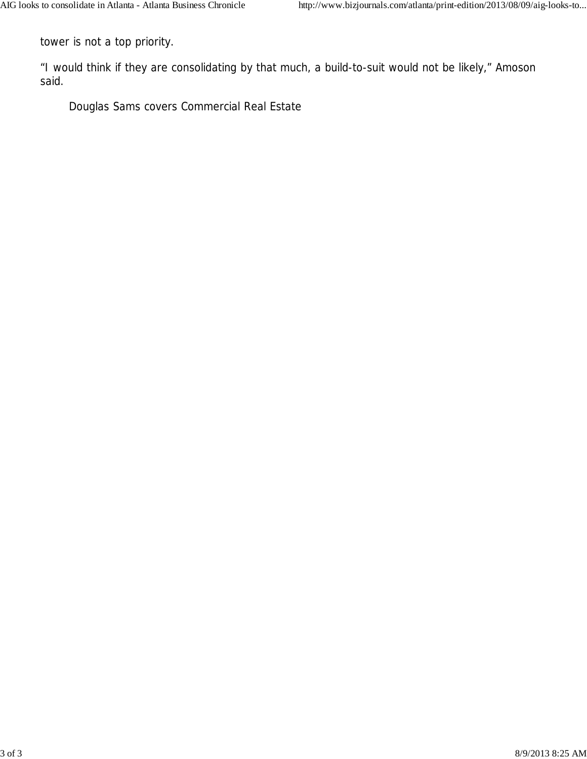tower is not a top priority.

“I would think if they are consolidating by that much, a build-to-suit would not be likely,” Amoson said.

Douglas Sams covers Commercial Real Estate